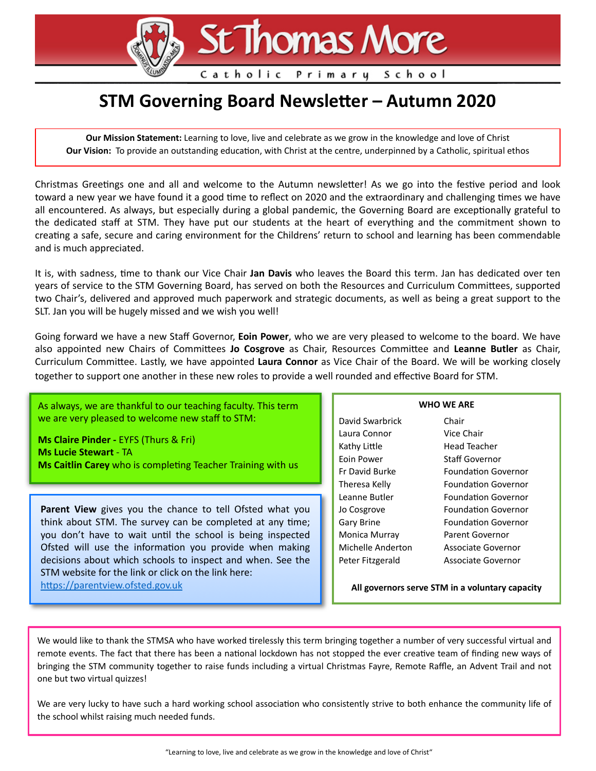# St Thomas More

Catholic Primary School

## STM Governing Board Newsletter – Autumn 2020

**Our Mission Statement:** Learning to love, live and celebrate as we grow in the knowledge and love of Christ
**Our Vision:** To provide an outstanding education, with Christ at the centre, underpinned by a Catholic, spiritual ethos

Christmas Greetings one and all and welcome to the Autumn newsletter! As we go into the festive period and look toward a new year we have found it a good time to reflect on 2020 and the extraordinary and challenging times we have all encountered. As always, but especially during a global pandemic, the Governing Board are exceptionally grateful to the dedicated staff at STM. They have put our students at the heart of everything and the commitment shown to creating a safe, secure and caring environment for the Childrens' return to school and learning has been commendable and is much appreciated.

It is, with sadness, time to thank our Vice Chair **Jan Davis** who leaves the Board this term. Jan has dedicated over ten years of service to the STM Governing Board, has served on both the Resources and Curriculum Committees, supported two Chair's, delivered and approved much paperwork and strategic documents, as well as being a great support to the SLT. Jan you will be hugely missed and we wish you well!

Going forward we have a new Staff Governor, **Eoin Power**, who we are very pleased to welcome to the board. We have also appointed new Chairs of Committees **Jo Cosgrove** as Chair, Resources Committee and **Leanne Butler** as Chair, Curriculum Committee. Lastly, we have appointed **Laura Connor** as Vice Chair of the Board. We will be working closely together to support one another in these new roles to provide a well rounded and effective Board for STM.

As always, we are thankful to our teaching faculty. This term we are very pleased to welcome new staff to STM:

**Ms Claire Pinder -** EYFS (Thurs & Fri)
**Ms Lucie Stewart** - TA
**Ms Caitlin Carey** who is completing Teacher Training with us

**Parent View** gives you the chance to tell Ofsted what you think about STM. The survey can be completed at any time; you don't have to wait until the school is being inspected Ofsted will use the information you provide when making decisions about which schools to inspect and when. See the STM website for the link or click on the link here: https://parentview.ofsted.gov.uk

**WHO WE ARE**

| Name | Role |
|---|---|
| David Swarbrick | Chair |
| Laura Connor | Vice Chair |
| Kathy Little | Head Teacher |
| Eoin Power | Staff Governor |
| Fr David Burke | Foundation Governor |
| Theresa Kelly | Foundation Governor |
| Leanne Butler | Foundation Governor |
| Jo Cosgrove | Foundation Governor |
| Gary Brine | Foundation Governor |
| Monica Murray | Parent Governor |
| Michelle Anderton | Associate Governor |
| Peter Fitzgerald | Associate Governor |

**All governors serve STM in a voluntary capacity**

We would like to thank the STMSA who have worked tirelessly this term bringing together a number of very successful virtual and remote events. The fact that there has been a national lockdown has not stopped the ever creative team of finding new ways of bringing the STM community together to raise funds including a virtual Christmas Fayre, Remote Raffle, an Advent Trail and not one but two virtual quizzes!

We are very lucky to have such a hard working school association who consistently strive to both enhance the community life of the school whilst raising much needed funds.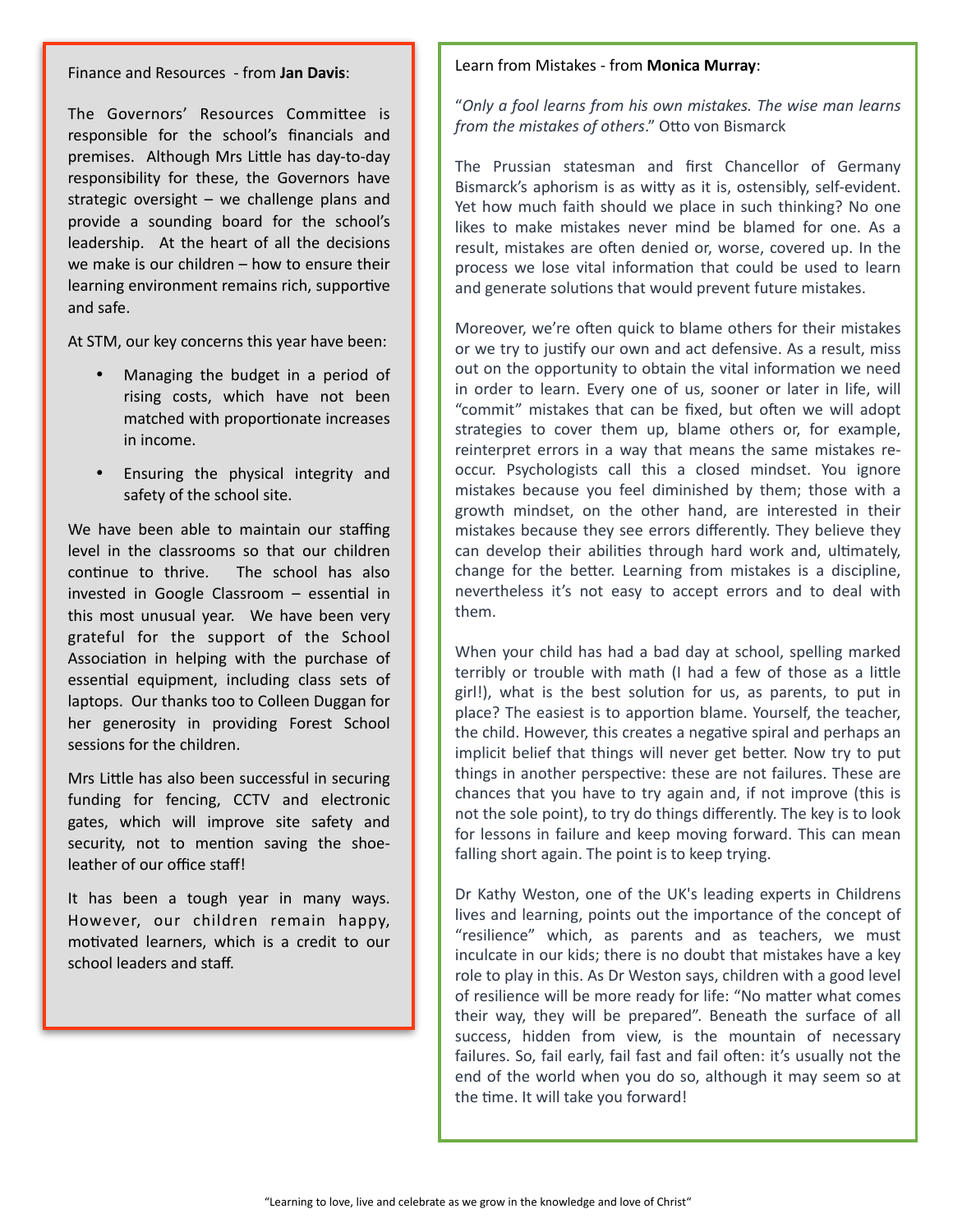Finance and Resources - from **Jan Davis**:

The Governors' Resources Committee is responsible for the school's financials and premises. Although Mrs Little has day-to-day responsibility for these, the Governors have strategic oversight – we challenge plans and provide a sounding board for the school's leadership. At the heart of all the decisions we make is our children – how to ensure their learning environment remains rich, supportive and safe.

At STM, our key concerns this year have been:

- Managing the budget in a period of rising costs, which have not been matched with proportionate increases in income.
- Ensuring the physical integrity and safety of the school site.

We have been able to maintain our staffing level in the classrooms so that our children continue to thrive. The school has also invested in Google Classroom – essential in this most unusual year. We have been very grateful for the support of the School Association in helping with the purchase of essential equipment, including class sets of laptops. Our thanks too to Colleen Duggan for her generosity in providing Forest School sessions for the children.

Mrs Little has also been successful in securing funding for fencing, CCTV and electronic gates, which will improve site safety and security, not to mention saving the shoe-leather of our office staff!

It has been a tough year in many ways. However, our children remain happy, motivated learners, which is a credit to our school leaders and staff.

Learn from Mistakes - from **Monica Murray**:

"*Only a fool learns from his own mistakes. The wise man learns from the mistakes of others*." Otto von Bismarck

The Prussian statesman and first Chancellor of Germany Bismarck's aphorism is as witty as it is, ostensibly, self-evident. Yet how much faith should we place in such thinking? No one likes to make mistakes never mind be blamed for one. As a result, mistakes are often denied or, worse, covered up. In the process we lose vital information that could be used to learn and generate solutions that would prevent future mistakes.

Moreover, we're often quick to blame others for their mistakes or we try to justify our own and act defensive. As a result, miss out on the opportunity to obtain the vital information we need in order to learn. Every one of us, sooner or later in life, will "commit" mistakes that can be fixed, but often we will adopt strategies to cover them up, blame others or, for example, reinterpret errors in a way that means the same mistakes re-occur. Psychologists call this a closed mindset. You ignore mistakes because you feel diminished by them; those with a growth mindset, on the other hand, are interested in their mistakes because they see errors differently. They believe they can develop their abilities through hard work and, ultimately, change for the better. Learning from mistakes is a discipline, nevertheless it's not easy to accept errors and to deal with them.

When your child has had a bad day at school, spelling marked terribly or trouble with math (I had a few of those as a little girl!), what is the best solution for us, as parents, to put in place? The easiest is to apportion blame. Yourself, the teacher, the child. However, this creates a negative spiral and perhaps an implicit belief that things will never get better. Now try to put things in another perspective: these are not failures. These are chances that you have to try again and, if not improve (this is not the sole point), to try do things differently. The key is to look for lessons in failure and keep moving forward. This can mean falling short again. The point is to keep trying.

Dr Kathy Weston, one of the UK's leading experts in Childrens lives and learning, points out the importance of the concept of "resilience" which, as parents and as teachers, we must inculcate in our kids; there is no doubt that mistakes have a key role to play in this. As Dr Weston says, children with a good level of resilience will be more ready for life: "No matter what comes their way, they will be prepared". Beneath the surface of all success, hidden from view, is the mountain of necessary failures. So, fail early, fail fast and fail often: it's usually not the end of the world when you do so, although it may seem so at the time. It will take you forward!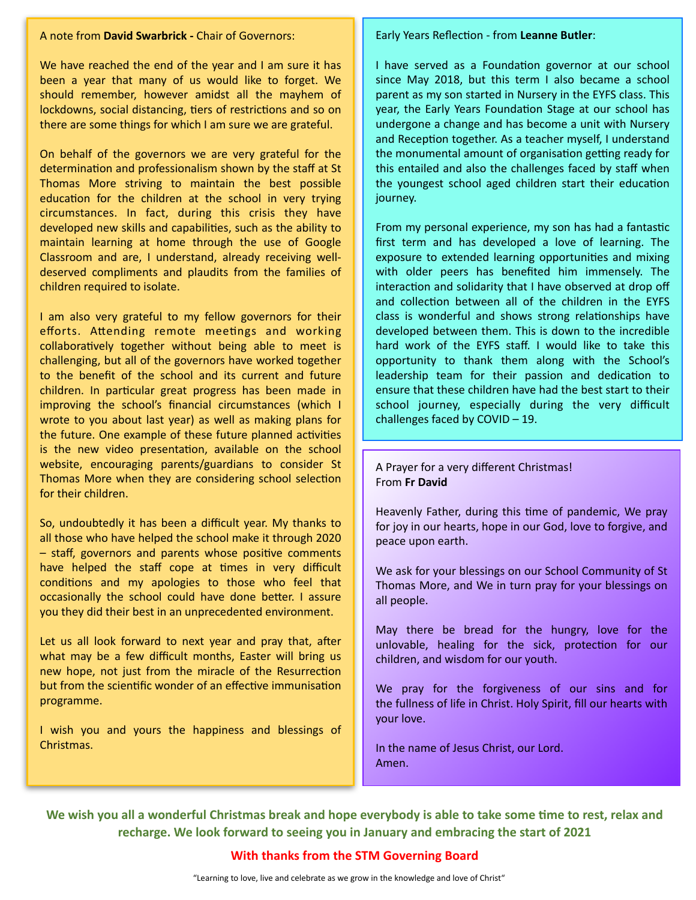A note from **David Swarbrick -** Chair of Governors:

We have reached the end of the year and I am sure it has been a year that many of us would like to forget. We should remember, however amidst all the mayhem of lockdowns, social distancing, tiers of restrictions and so on there are some things for which I am sure we are grateful.

On behalf of the governors we are very grateful for the determination and professionalism shown by the staff at St Thomas More striving to maintain the best possible education for the children at the school in very trying circumstances. In fact, during this crisis they have developed new skills and capabilities, such as the ability to maintain learning at home through the use of Google Classroom and are, I understand, already receiving well-deserved compliments and plaudits from the families of children required to isolate.

I am also very grateful to my fellow governors for their efforts. Attending remote meetings and working collaboratively together without being able to meet is challenging, but all of the governors have worked together to the benefit of the school and its current and future children. In particular great progress has been made in improving the school's financial circumstances (which I wrote to you about last year) as well as making plans for the future. One example of these future planned activities is the new video presentation, available on the school website, encouraging parents/guardians to consider St Thomas More when they are considering school selection for their children.

So, undoubtedly it has been a difficult year. My thanks to all those who have helped the school make it through 2020 – staff, governors and parents whose positive comments have helped the staff cope at times in very difficult conditions and my apologies to those who feel that occasionally the school could have done better. I assure you they did their best in an unprecedented environment.

Let us all look forward to next year and pray that, after what may be a few difficult months, Easter will bring us new hope, not just from the miracle of the Resurrection but from the scientific wonder of an effective immunisation programme.

I wish you and yours the happiness and blessings of Christmas.

Early Years Reflection - from **Leanne Butler**:

I have served as a Foundation governor at our school since May 2018, but this term I also became a school parent as my son started in Nursery in the EYFS class. This year, the Early Years Foundation Stage at our school has undergone a change and has become a unit with Nursery and Reception together. As a teacher myself, I understand the monumental amount of organisation getting ready for this entailed and also the challenges faced by staff when the youngest school aged children start their education journey.

From my personal experience, my son has had a fantastic first term and has developed a love of learning. The exposure to extended learning opportunities and mixing with older peers has benefited him immensely. The interaction and solidarity that I have observed at drop off and collection between all of the children in the EYFS class is wonderful and shows strong relationships have developed between them. This is down to the incredible hard work of the EYFS staff. I would like to take this opportunity to thank them along with the School's leadership team for their passion and dedication to ensure that these children have had the best start to their school journey, especially during the very difficult challenges faced by COVID – 19.

A Prayer for a very different Christmas!
From **Fr David**

Heavenly Father, during this time of pandemic, We pray for joy in our hearts, hope in our God, love to forgive, and peace upon earth.

We ask for your blessings on our School Community of St Thomas More, and We in turn pray for your blessings on all people.

May there be bread for the hungry, love for the unlovable, healing for the sick, protection for our children, and wisdom for our youth.

We pray for the forgiveness of our sins and for the fullness of life in Christ. Holy Spirit, fill our hearts with your love.

In the name of Jesus Christ, our Lord.
Amen.

**We wish you all a wonderful Christmas break and hope everybody is able to take some time to rest, relax and recharge. We look forward to seeing you in January and embracing the start of 2021**

**With thanks from the STM Governing Board**

"Learning to love, live and celebrate as we grow in the knowledge and love of Christ"